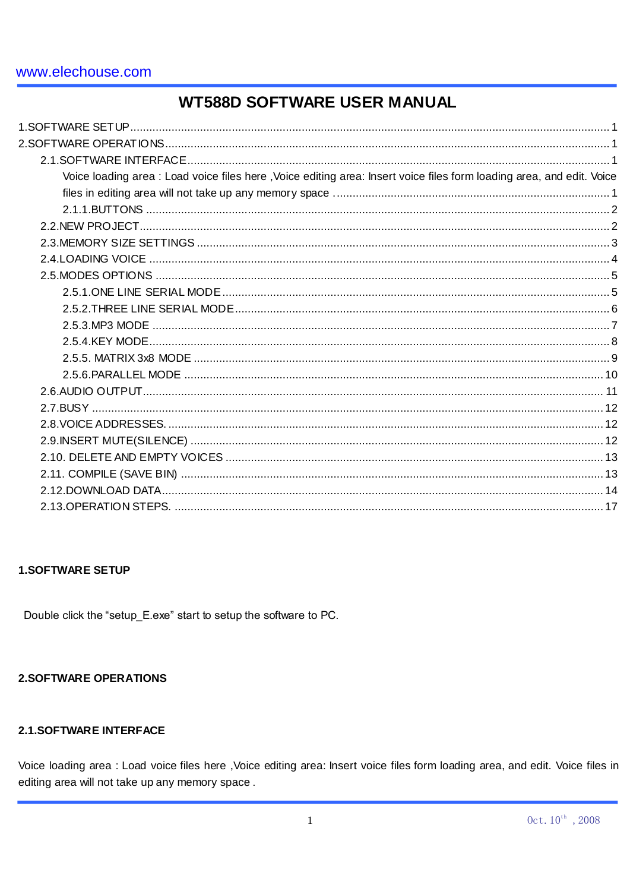www.elechouse.com

# WT588D SOFTWARE USER MANUAL

1.SOFTWARE SETUP ..... 1
2.SOFTWARE OPERATIONS ..... 1
  2.1.SOFTWARE INTERFACE ..... 1
    Voice loading area : Load voice files here ,Voice editing area: Insert voice files form loading area, and edit. Voice files in editing area will not take up any memory space ..... 1
    2.1.1.BUTTONS ..... 2
  2.2.NEW PROJECT ..... 2
  2.3.MEMORY SIZE SETTINGS ..... 3
  2.4.LOADING VOICE ..... 4
  2.5.MODES OPTIONS ..... 5
    2.5.1.ONE LINE SERIAL MODE ..... 5
    2.5.2.THREE LINE SERIAL MODE ..... 6
    2.5.3.MP3 MODE ..... 7
    2.5.4.KEY MODE ..... 8
    2.5.5. MATRIX 3x8 MODE ..... 9
    2.5.6.PARALLEL MODE ..... 10
  2.6.AUDIO OUTPUT ..... 11
  2.7.BUSY ..... 12
  2.8.VOICE ADDRESSES. ..... 12
  2.9.INSERT MUTE(SILENCE) ..... 12
  2.10. DELETE AND EMPTY VOICES ..... 13
  2.11. COMPILE (SAVE BIN) ..... 13
  2.12.DOWNLOAD DATA ..... 14
  2.13.OPERATION STEPS. ..... 17

## 1.SOFTWARE SETUP

Double click the “setup_E.exe” start to setup the software to PC.

## 2.SOFTWARE OPERATIONS

### 2.1.SOFTWARE INTERFACE

Voice loading area : Load voice files here ,Voice editing area: Insert voice files form loading area, and edit. Voice files in editing area will not take up any memory space .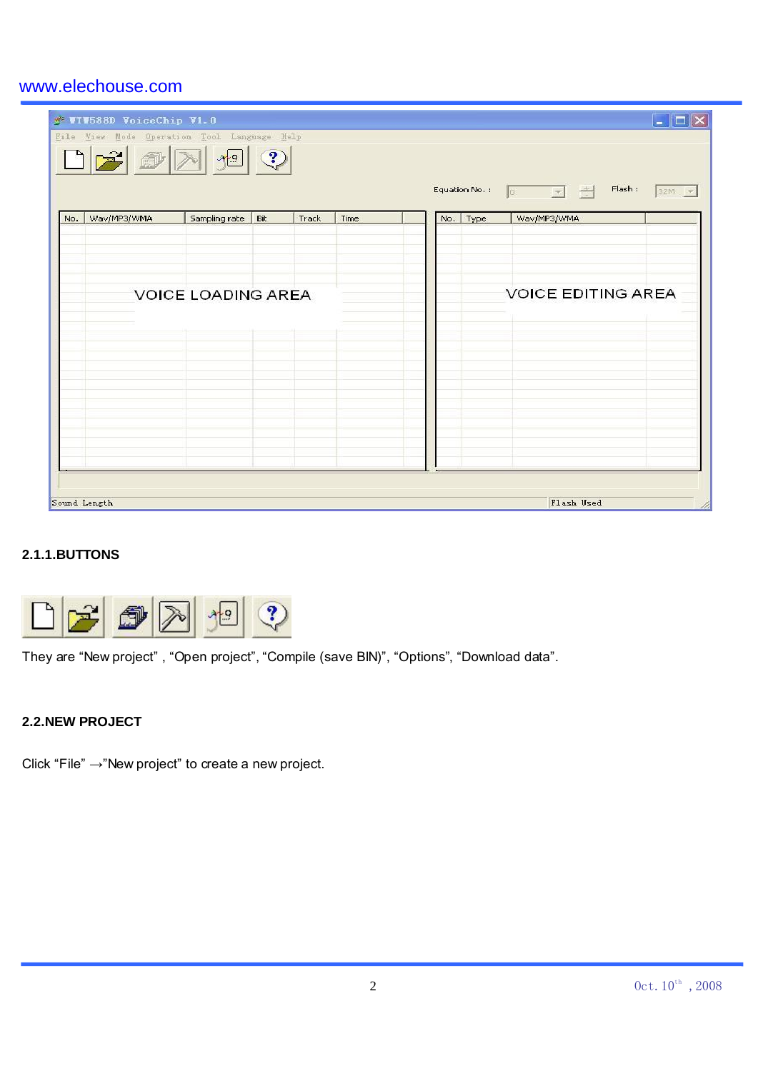### 2.1.1.BUTTONS

They are “New project” , “Open project”, “Compile (save BIN)”, “Options”, “Download data”.

## 2.2.NEW PROJECT

Click “File” →”New project” to create a new project.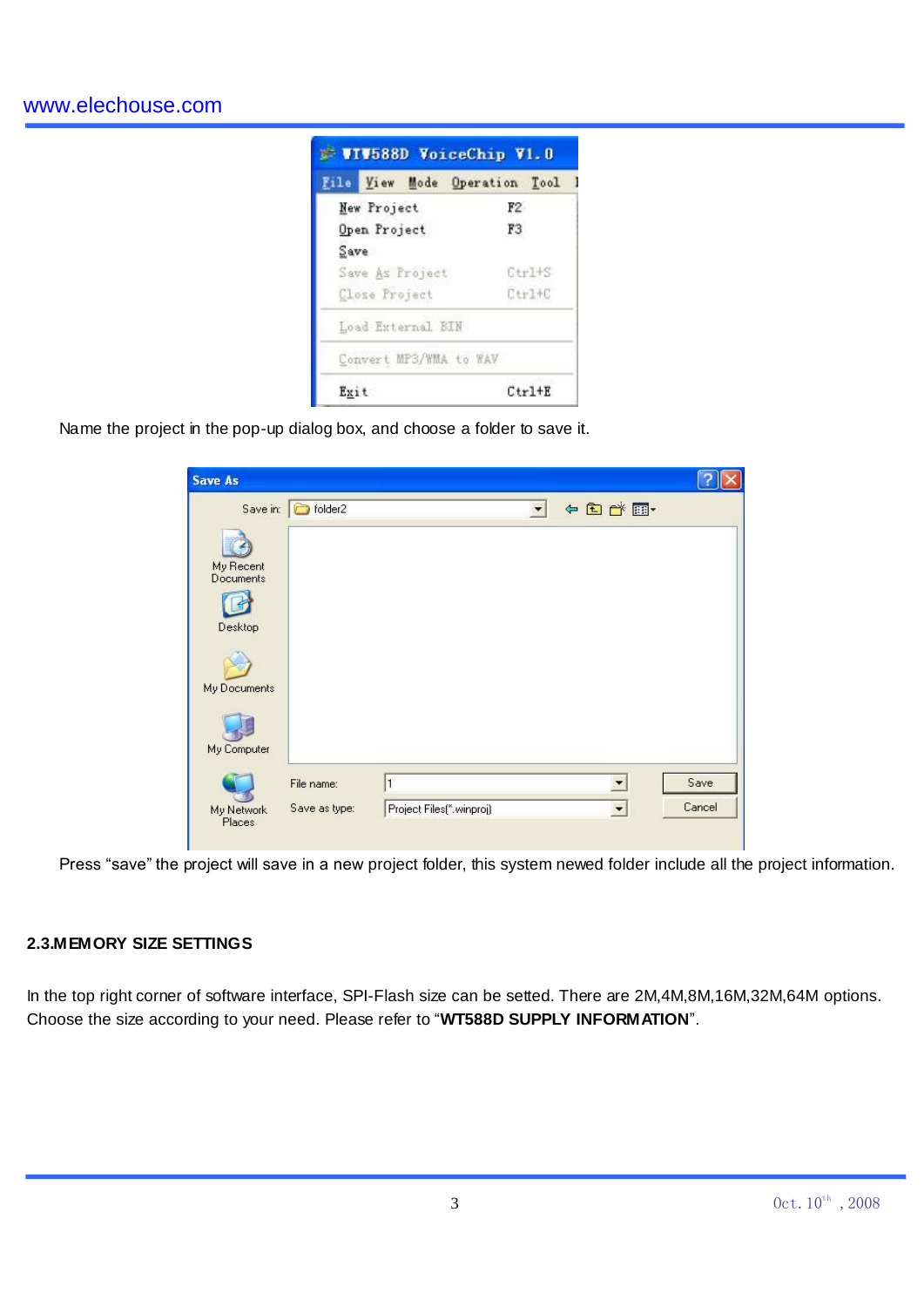Name the project in the pop-up dialog box, and choose a folder to save it.

Press “save” the project will save in a new project folder, this system newed folder include all the project information.

## 2.3.MEMORY SIZE SETTINGS

In the top right corner of software interface, SPI-Flash size can be setted. There are 2M,4M,8M,16M,32M,64M options. Choose the size according to your need. Please refer to “**WT588D SUPPLY INFORMATION**”.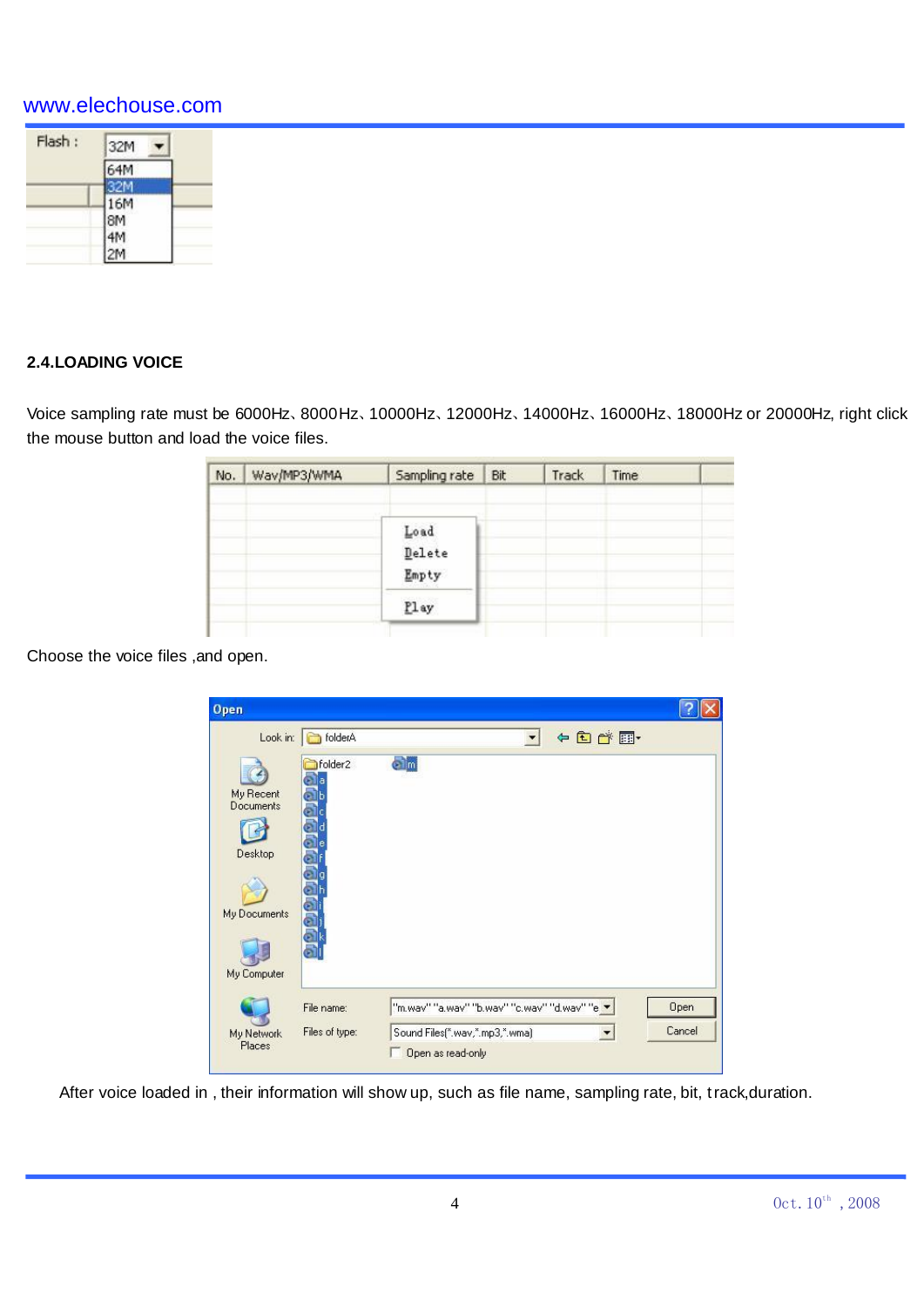## 2.4.LOADING VOICE

Voice sampling rate must be 6000Hz、8000Hz、10000Hz、12000Hz、14000Hz、16000Hz、18000Hz or 20000Hz, right click the mouse button and load the voice files.

Choose the voice files ,and open.

After voice loaded in , their information will show up, such as file name, sampling rate, bit, track,duration.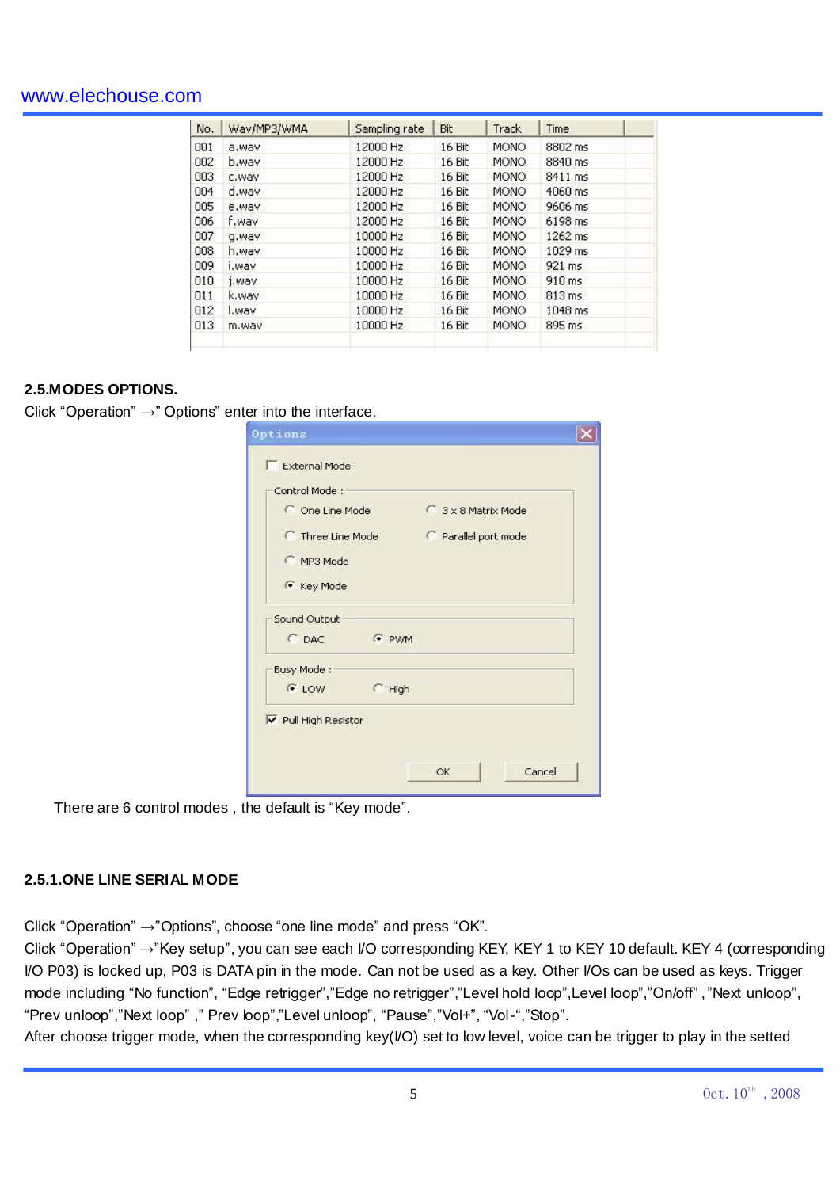| No. | Wav/MP3/WMA | Sampling rate | Bit | Track | Time |
|---|---|---|---|---|---|
| 001 | a.wav | 12000 Hz | 16 Bit | MONO | 8802 ms |
| 002 | b.wav | 12000 Hz | 16 Bit | MONO | 8840 ms |
| 003 | c.wav | 12000 Hz | 16 Bit | MONO | 8411 ms |
| 004 | d.wav | 12000 Hz | 16 Bit | MONO | 4060 ms |
| 005 | e.wav | 12000 Hz | 16 Bit | MONO | 9606 ms |
| 006 | f.wav | 12000 Hz | 16 Bit | MONO | 6198 ms |
| 007 | g.wav | 10000 Hz | 16 Bit | MONO | 1262 ms |
| 008 | h.wav | 10000 Hz | 16 Bit | MONO | 1029 ms |
| 009 | i.wav | 10000 Hz | 16 Bit | MONO | 921 ms |
| 010 | j.wav | 10000 Hz | 16 Bit | MONO | 910 ms |
| 011 | k.wav | 10000 Hz | 16 Bit | MONO | 813 ms |
| 012 | l.wav | 10000 Hz | 16 Bit | MONO | 1048 ms |
| 013 | m.wav | 10000 Hz | 16 Bit | MONO | 895 ms |

## 2.5.MODES OPTIONS.

Click "Operation" →" Options" enter into the interface.

Options

- [ ] External Mode

Control Mode :
- ( ) One Line Mode
- ( ) 3 x 8 Matrix Mode
- ( ) Three Line Mode
- ( ) Parallel port mode
- ( ) MP3 Mode
- (•) Key Mode

Sound Output
- ( ) DAC
- (•) PWM

Busy Mode :
- (•) LOW
- ( ) High

- [x] Pull High Resistor

OK Cancel

There are 6 control modes , the default is "Key mode".

### 2.5.1.ONE LINE SERIAL MODE

Click "Operation" →"Options", choose "one line mode" and press "OK".

Click "Operation" →"Key setup", you can see each I/O corresponding KEY, KEY 1 to KEY 10 default. KEY 4 (corresponding I/O P03) is locked up, P03 is DATA pin in the mode. Can not be used as a key. Other I/Os can be used as keys. Trigger mode including "No function", "Edge retrigger","Edge no retrigger","Level hold loop",Level loop","On/off" ,"Next unloop", "Prev unloop","Next loop" ," Prev loop","Level unloop", "Pause","Vol+", "Vol-","Stop".

After choose trigger mode, when the corresponding key(I/O) set to low level, voice can be trigger to play in the setted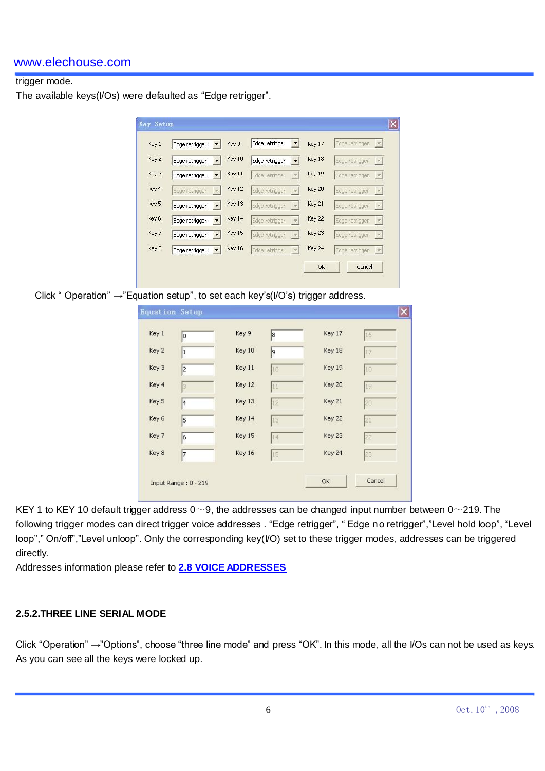trigger mode.

The available keys(I/Os) were defaulted as “Edge retrigger”.

Click “ Operation” →”Equation setup”, to set each key’s(I/O’s) trigger address.

KEY 1 to KEY 10 default trigger address 0～9, the addresses can be changed input number between 0～219. The following trigger modes can direct trigger voice addresses . “Edge retrigger”, “ Edge no retrigger”,”Level hold loop”, “Level loop”,” On/off”,”Level unloop”. Only the corresponding key(I/O) set to these trigger modes, addresses can be triggered directly.

Addresses information please refer to **2.8 VOICE ADDRESSES**

### 2.5.2.THREE LINE SERIAL MODE

Click “Operation” →”Options”, choose “three line mode” and press “OK”. In this mode, all the I/Os can not be used as keys. As you can see all the keys were locked up.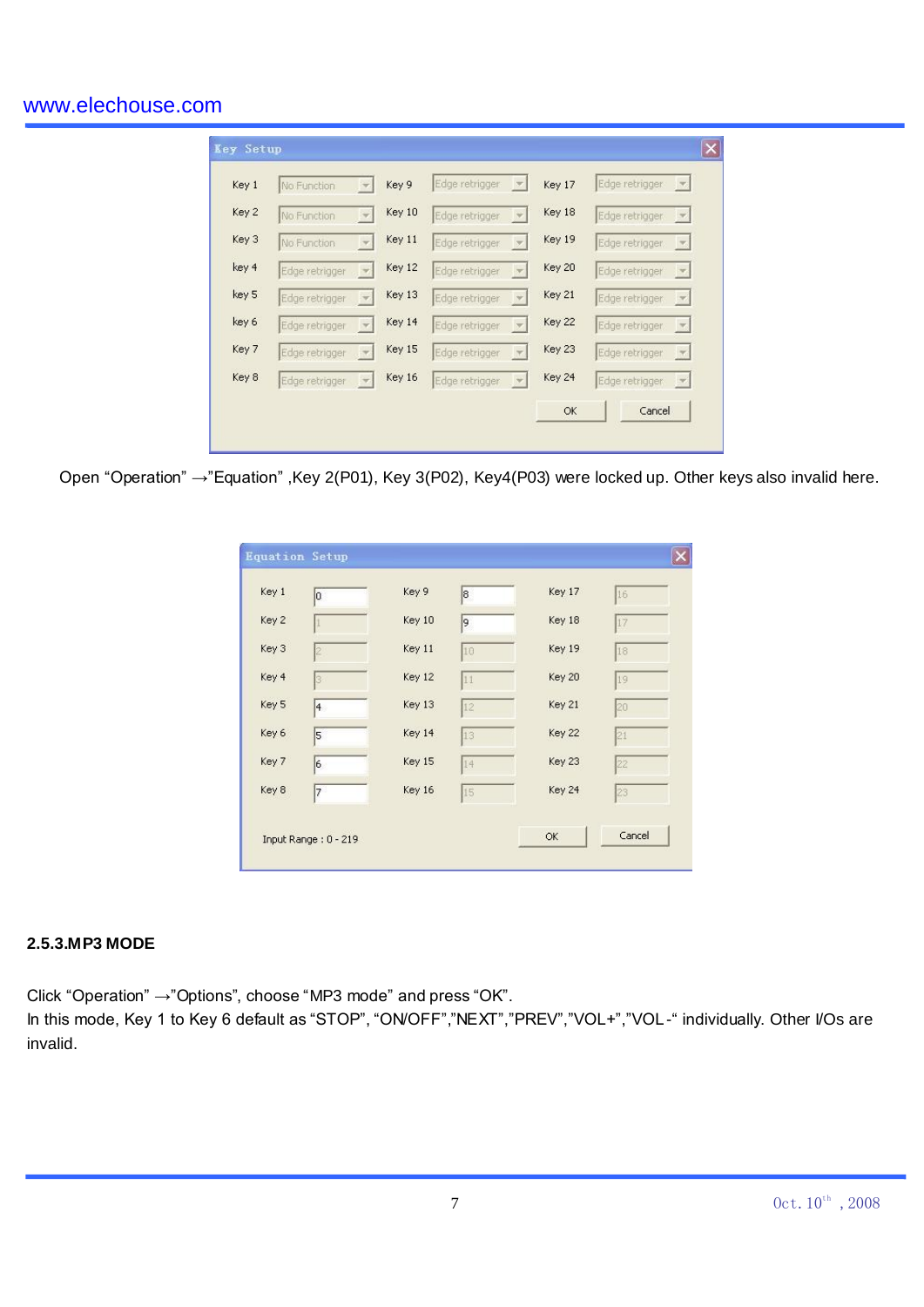**Key Setup**

| Key | Setting | Key | Setting | Key | Setting |
|---|---|---|---|---|---|
| Key 1 | No Function | Key 9 | Edge retrigger | Key 17 | Edge retrigger |
| Key 2 | No Function | Key 10 | Edge retrigger | Key 18 | Edge retrigger |
| Key 3 | No Function | Key 11 | Edge retrigger | Key 19 | Edge retrigger |
| key 4 | Edge retrigger | Key 12 | Edge retrigger | Key 20 | Edge retrigger |
| key 5 | Edge retrigger | Key 13 | Edge retrigger | Key 21 | Edge retrigger |
| key 6 | Edge retrigger | Key 14 | Edge retrigger | Key 22 | Edge retrigger |
| Key 7 | Edge retrigger | Key 15 | Edge retrigger | Key 23 | Edge retrigger |
| Key 8 | Edge retrigger | Key 16 | Edge retrigger | Key 24 | Edge retrigger |

OK | Cancel

Open "Operation" →"Equation" ,Key 2(P01), Key 3(P02), Key4(P03) were locked up. Other keys also invalid here.

**Equation Setup**

| Key | Value | Key | Value | Key | Value |
|---|---|---|---|---|---|
| Key 1 | 0 | Key 9 | 8 | Key 17 | 16 |
| Key 2 | 1 | Key 10 | 9 | Key 18 | 17 |
| Key 3 | 2 | Key 11 | 10 | Key 19 | 18 |
| Key 4 | 3 | Key 12 | 11 | Key 20 | 19 |
| Key 5 | 4 | Key 13 | 12 | Key 21 | 20 |
| Key 6 | 5 | Key 14 | 13 | Key 22 | 21 |
| Key 7 | 6 | Key 15 | 14 | Key 23 | 22 |
| Key 8 | 7 | Key 16 | 15 | Key 24 | 23 |

Input Range : 0 - 219 | OK | Cancel

### 2.5.3.MP3 MODE

Click "Operation" →"Options", choose "MP3 mode" and press "OK".

In this mode, Key 1 to Key 6 default as "STOP", "ON/OFF","NEXT","PREV","VOL+","VOL-" individually. Other I/Os are invalid.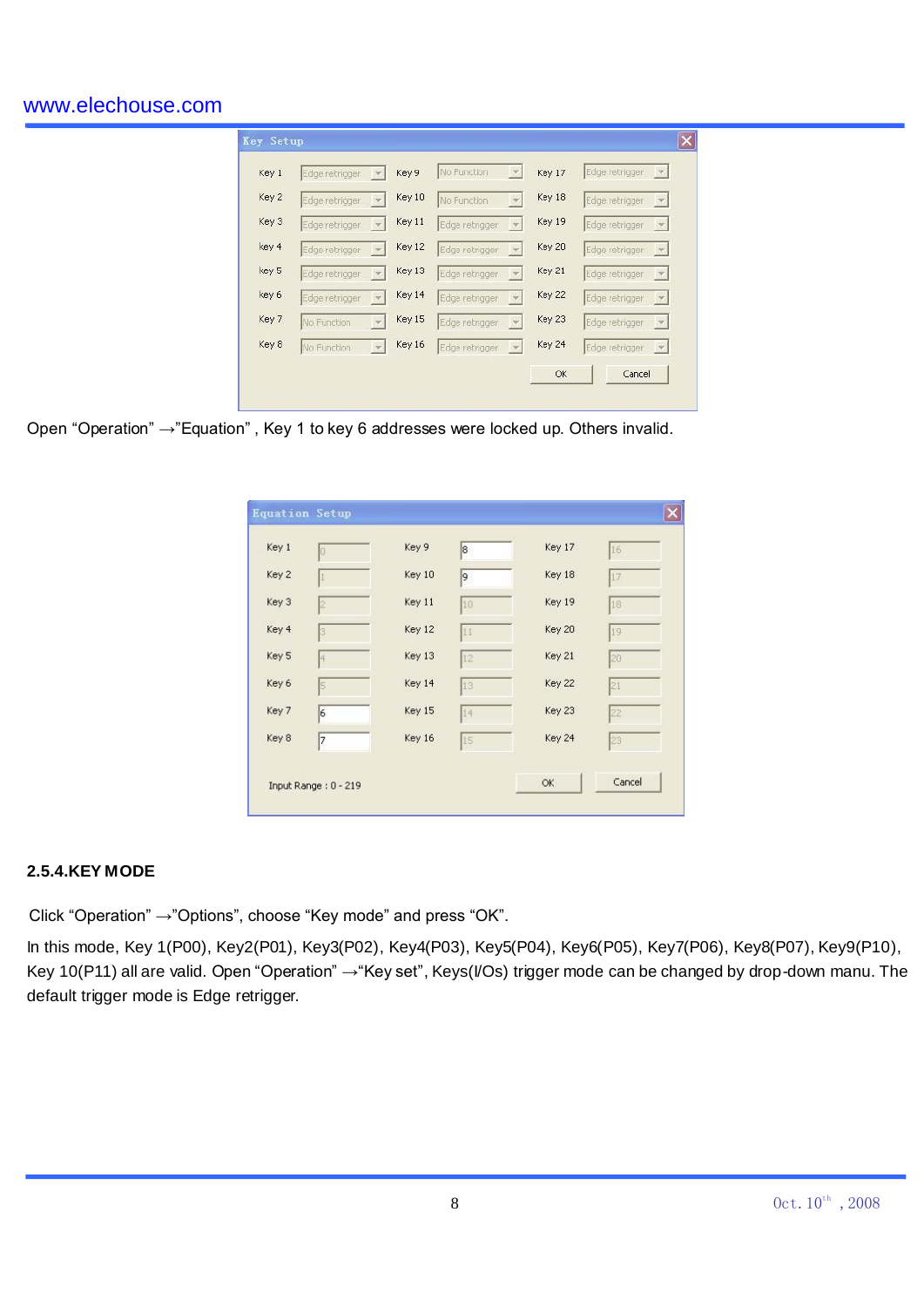Open "Operation" →"Equation", Key 1 to key 6 addresses were locked up. Others invalid.

### 2.5.4.KEY MODE

Click "Operation" →"Options", choose "Key mode" and press "OK".

In this mode, Key 1(P00), Key2(P01), Key3(P02), Key4(P03), Key5(P04), Key6(P05), Key7(P06), Key8(P07), Key9(P10), Key 10(P11) all are valid. Open "Operation" →"Key set", Keys(I/Os) trigger mode can be changed by drop-down manu. The default trigger mode is Edge retrigger.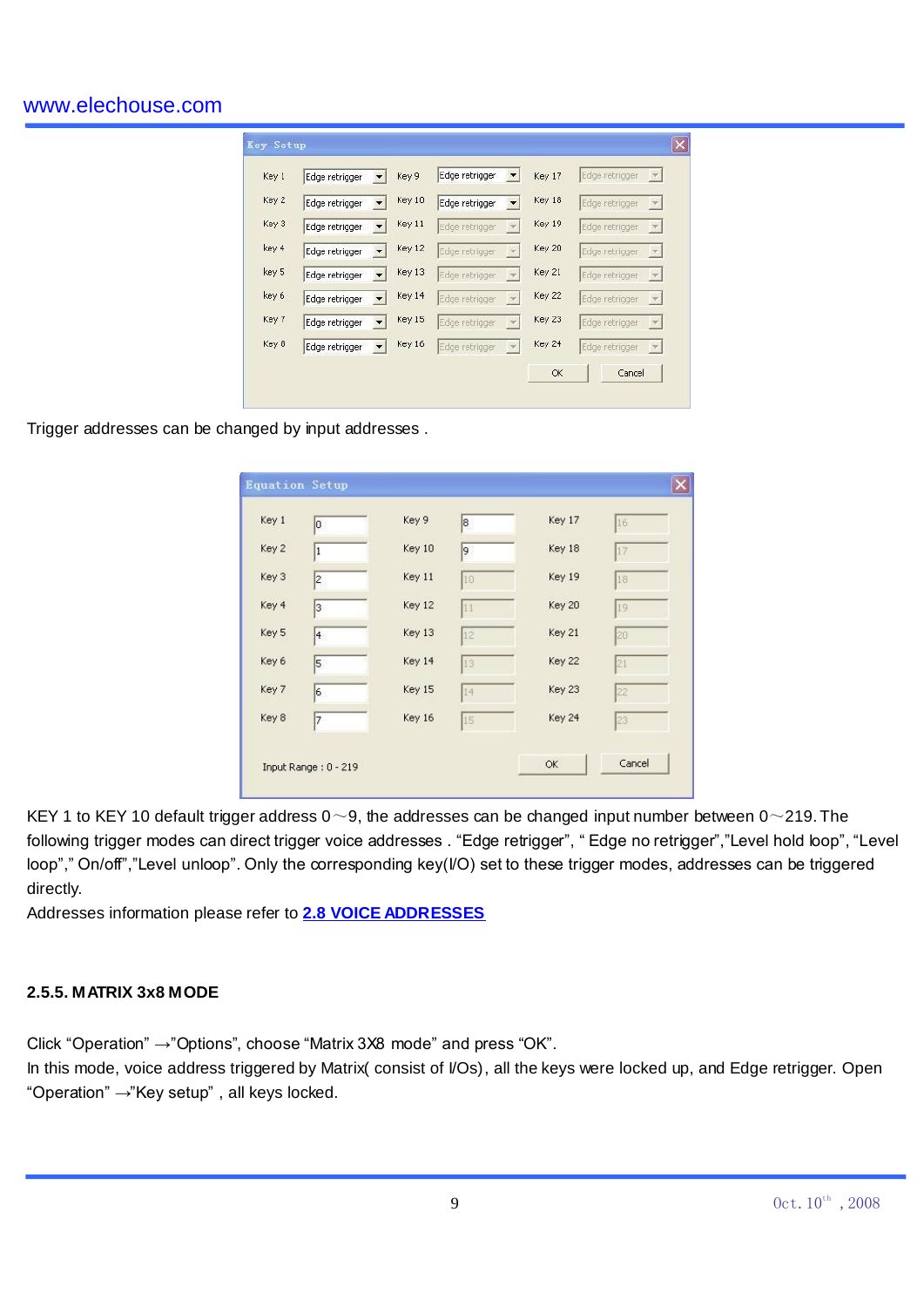Trigger addresses can be changed by input addresses .

KEY 1 to KEY 10 default trigger address 0～9, the addresses can be changed input number between 0～219. The following trigger modes can direct trigger voice addresses . "Edge retrigger", " Edge no retrigger","Level hold loop", "Level loop"," On/off","Level unloop". Only the corresponding key(I/O) set to these trigger modes, addresses can be triggered directly.

Addresses information please refer to **2.8 VOICE ADDRESSES**

### 2.5.5. MATRIX 3x8 MODE

Click "Operation" →"Options", choose "Matrix 3X8 mode" and press "OK".

In this mode, voice address triggered by Matrix( consist of I/Os), all the keys were locked up, and Edge retrigger. Open "Operation" →"Key setup" , all keys locked.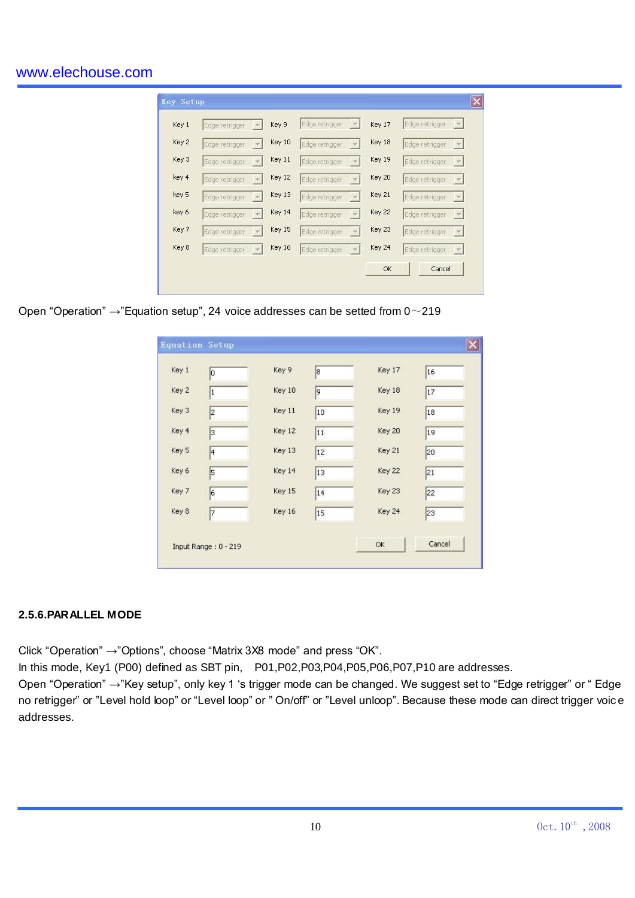**Key Setup**

| Key | Mode | Key | Mode | Key | Mode |
|---|---|---|---|---|---|
| Key 1 | Edge retrigger | Key 9 | Edge retrigger | Key 17 | Edge retrigger |
| Key 2 | Edge retrigger | Key 10 | Edge retrigger | Key 18 | Edge retrigger |
| Key 3 | Edge retrigger | Key 11 | Edge retrigger | Key 19 | Edge retrigger |
| key 4 | Edge retrigger | Key 12 | Edge retrigger | Key 20 | Edge retrigger |
| key 5 | Edge retrigger | Key 13 | Edge retrigger | Key 21 | Edge retrigger |
| key 6 | Edge retrigger | Key 14 | Edge retrigger | Key 22 | Edge retrigger |
| Key 7 | Edge retrigger | Key 15 | Edge retrigger | Key 23 | Edge retrigger |
| Key 8 | Edge retrigger | Key 16 | Edge retrigger | Key 24 | Edge retrigger |

OK Cancel

Open “Operation” →”Equation setup”, 24 voice addresses can be setted from 0～219

**Equation Setup**

| Key | Address | Key | Address | Key | Address |
|---|---|---|---|---|---|
| Key 1 | 0 | Key 9 | 8 | Key 17 | 16 |
| Key 2 | 1 | Key 10 | 9 | Key 18 | 17 |
| Key 3 | 2 | Key 11 | 10 | Key 19 | 18 |
| Key 4 | 3 | Key 12 | 11 | Key 20 | 19 |
| Key 5 | 4 | Key 13 | 12 | Key 21 | 20 |
| Key 6 | 5 | Key 14 | 13 | Key 22 | 21 |
| Key 7 | 6 | Key 15 | 14 | Key 23 | 22 |
| Key 8 | 7 | Key 16 | 15 | Key 24 | 23 |

Input Range : 0 - 219 OK Cancel

## 2.5.6.PARALLEL MODE

Click “Operation” →”Options”, choose “Matrix 3X8 mode” and press “OK”.
In this mode, Key1 (P00) defined as SBT pin, P01,P02,P03,P04,P05,P06,P07,P10 are addresses.
Open “Operation” →”Key setup”, only key 1 ‘s trigger mode can be changed. We suggest set to “Edge retrigger” or “ Edge no retrigger” or ”Level hold loop” or “Level loop” or ” On/off” or ”Level unloop”. Because these mode can direct trigger voice addresses.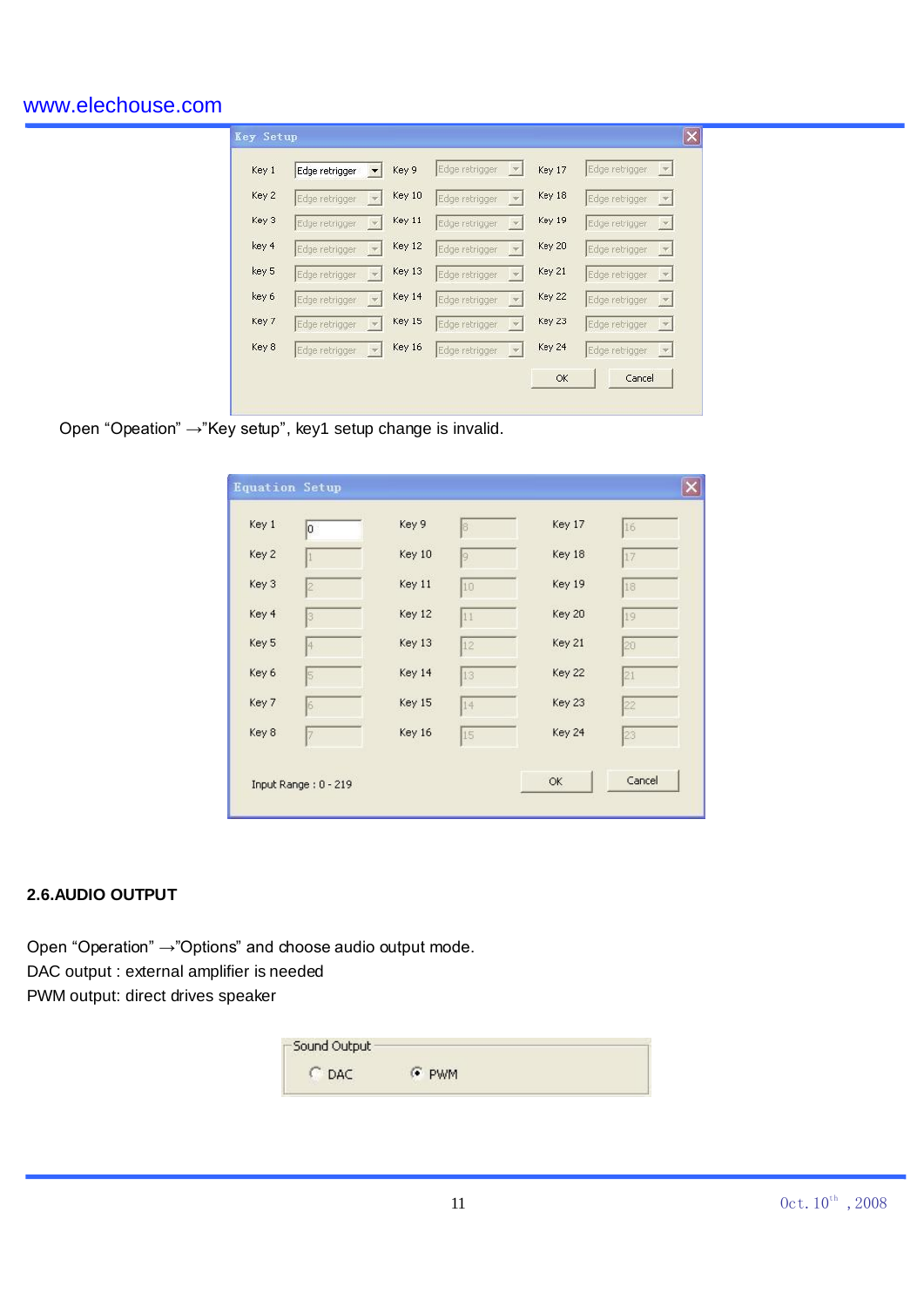Open “Opeation” →”Key setup”, key1 setup change is invalid.

## 2.6.AUDIO OUTPUT

Open “Operation” →”Options” and choose audio output mode.
DAC output : external amplifier is needed
PWM output: direct drives speaker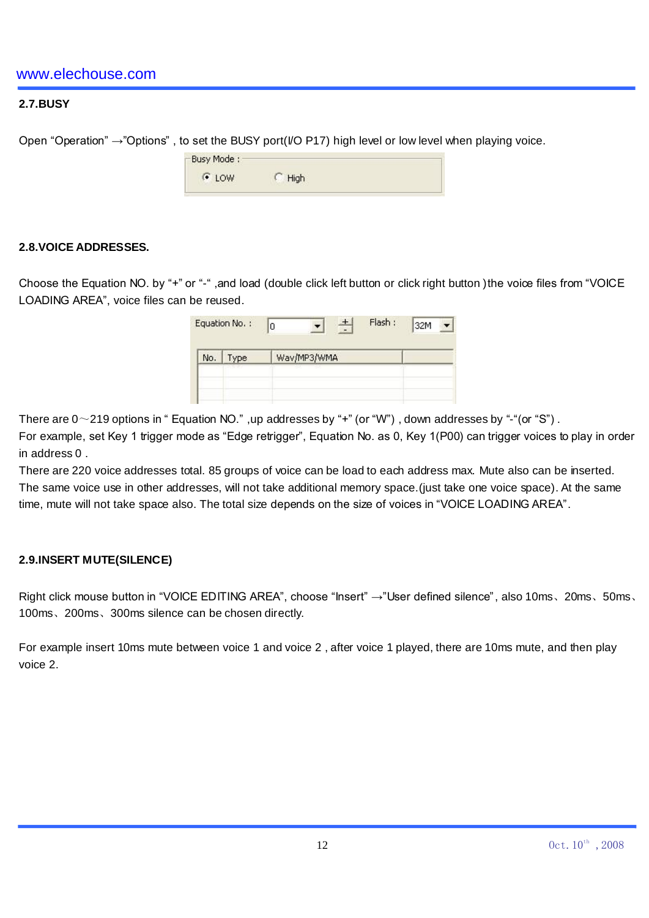## 2.7.BUSY

Open “Operation” →”Options” , to set the BUSY port(I/O P17) high level or low level when playing voice.

## 2.8.VOICE ADDRESSES.

Choose the Equation NO. by “+” or “-“ ,and load (double click left button or click right button )the voice files from “VOICE LOADING AREA”, voice files can be reused.

There are 0～219 options in “ Equation NO.” ,up addresses by “+” (or “W”) , down addresses by “-“(or “S”) .
For example, set Key 1 trigger mode as “Edge retrigger”, Equation No. as 0, Key 1(P00) can trigger voices to play in order in address 0 .
There are 220 voice addresses total. 85 groups of voice can be load to each address max. Mute also can be inserted. The same voice use in other addresses, will not take additional memory space.(just take one voice space). At the same time, mute will not take space also. The total size depends on the size of voices in “VOICE LOADING AREA”.

## 2.9.INSERT MUTE(SILENCE)

Right click mouse button in “VOICE EDITING AREA”, choose “Insert” →”User defined silence”, also 10ms、20ms、50ms、100ms、200ms、300ms silence can be chosen directly.

For example insert 10ms mute between voice 1 and voice 2 , after voice 1 played, there are 10ms mute, and then play voice 2.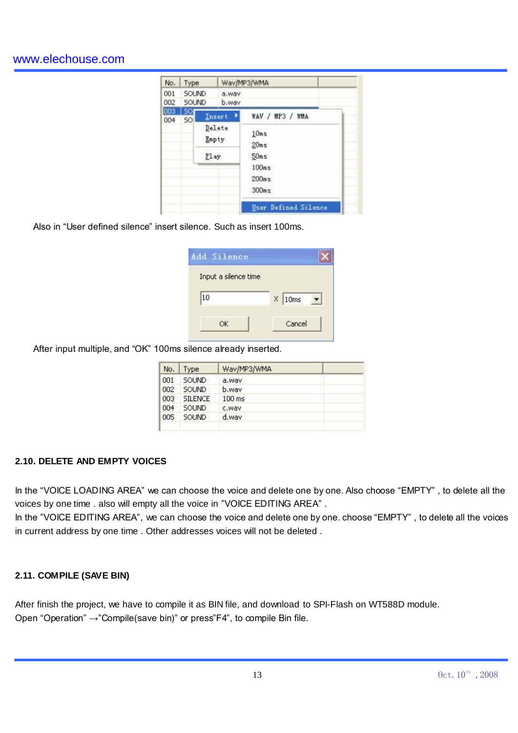Also in “User defined silence” insert silence. Such as insert 100ms.

After input multiple, and “OK” 100ms silence already inserted.

## 2.10. DELETE AND EMPTY VOICES

In the “VOICE LOADING AREA” we can choose the voice and delete one by one. Also choose “EMPTY” , to delete all the voices by one time . also will empty all the voice in ”VOICE EDITING AREA” .

In the ”VOICE EDITING AREA”, we can choose the voice and delete one by one. choose “EMPTY” , to delete all the voices in current address by one time . Other addresses voices will not be deleted .

## 2.11. COMPILE (SAVE BIN)

After finish the project, we have to compile it as BIN file, and download to SPI-Flash on WT588D module.

Open “Operation” →”Compile(save bin)” or press”F4”, to compile Bin file.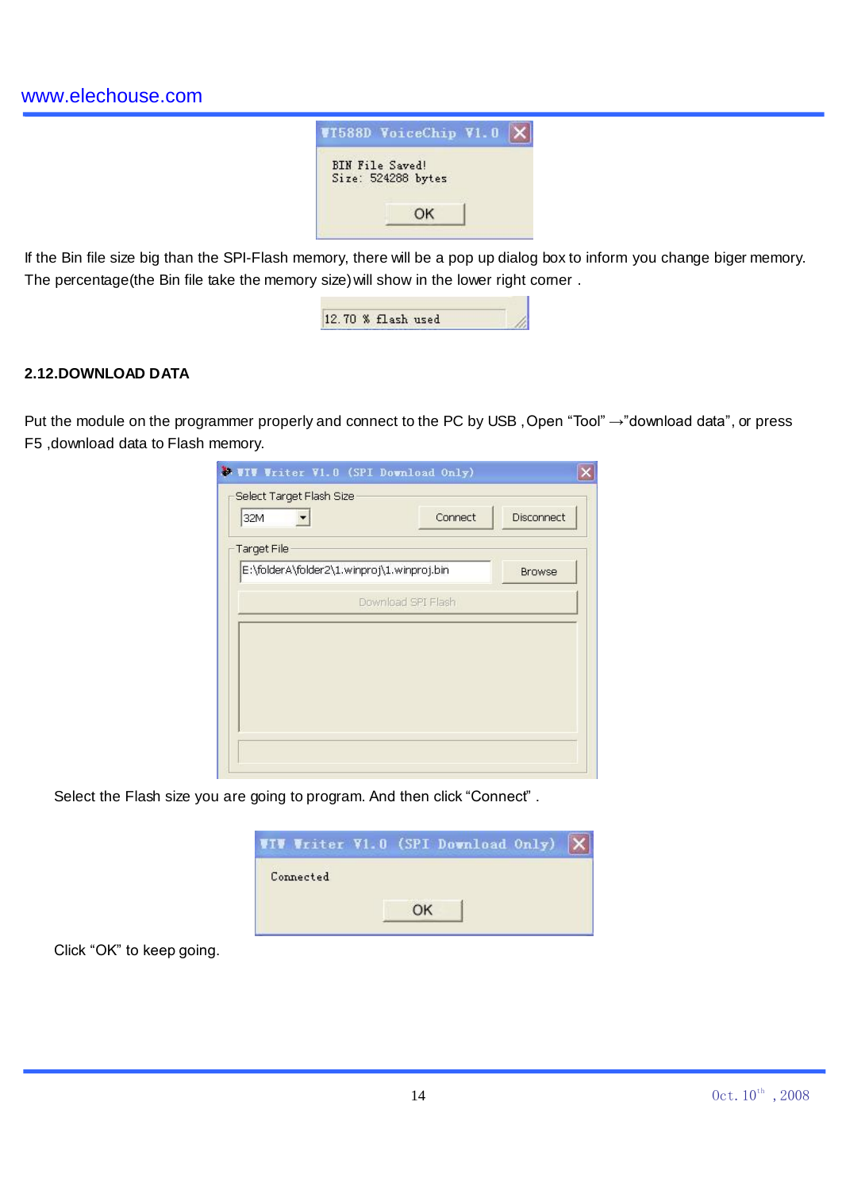If the Bin file size big than the SPI-Flash memory, there will be a pop up dialog box to inform you change biger memory. The percentage(the Bin file take the memory size) will show in the lower right corner .

## 2.12.DOWNLOAD DATA

Put the module on the programmer properly and connect to the PC by USB , Open “Tool” →”download data”, or press F5 ,download data to Flash memory.

Select the Flash size you are going to program. And then click “Connect” .

Click “OK” to keep going.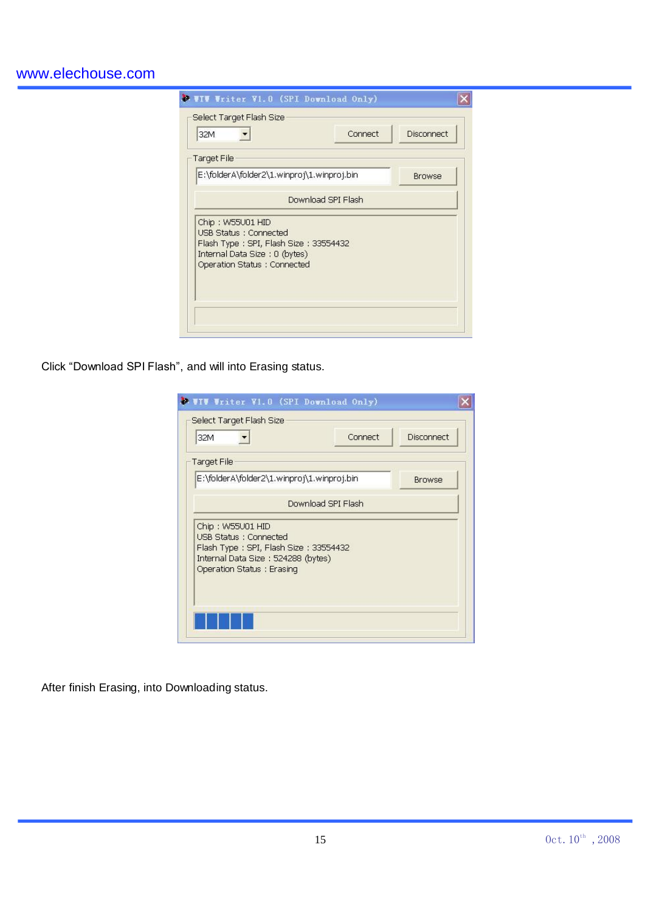Click “Download SPI Flash”, and will into Erasing status.

After finish Erasing, into Downloading status.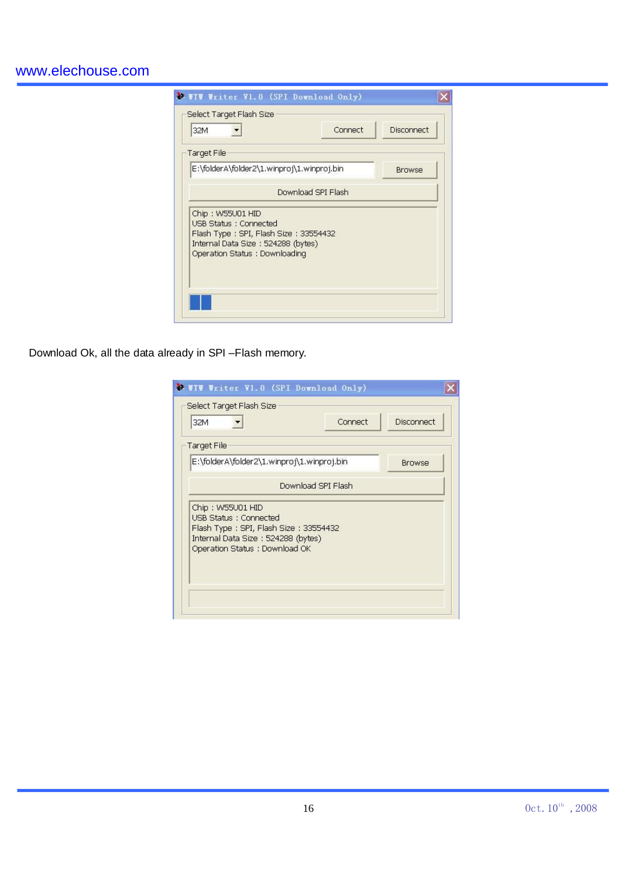VTV Writer V1.0 (SPI Download Only)

Select Target Flash Size

32M

Connect

Disconnect

Target File

E:\folderA\folder2\1.winproj\1.winproj.bin

Browse

Download SPI Flash

Chip : W55U01 HID
USB Status : Connected
Flash Type : SPI, Flash Size : 33554432
Internal Data Size : 524288 (bytes)
Operation Status : Downloading

Download Ok, all the data already in SPI –Flash memory.

VTV Writer V1.0 (SPI Download Only)

Select Target Flash Size

32M

Connect

Disconnect

Target File

E:\folderA\folder2\1.winproj\1.winproj.bin

Browse

Download SPI Flash

Chip : W55U01 HID
USB Status : Connected
Flash Type : SPI, Flash Size : 33554432
Internal Data Size : 524288 (bytes)
Operation Status : Download OK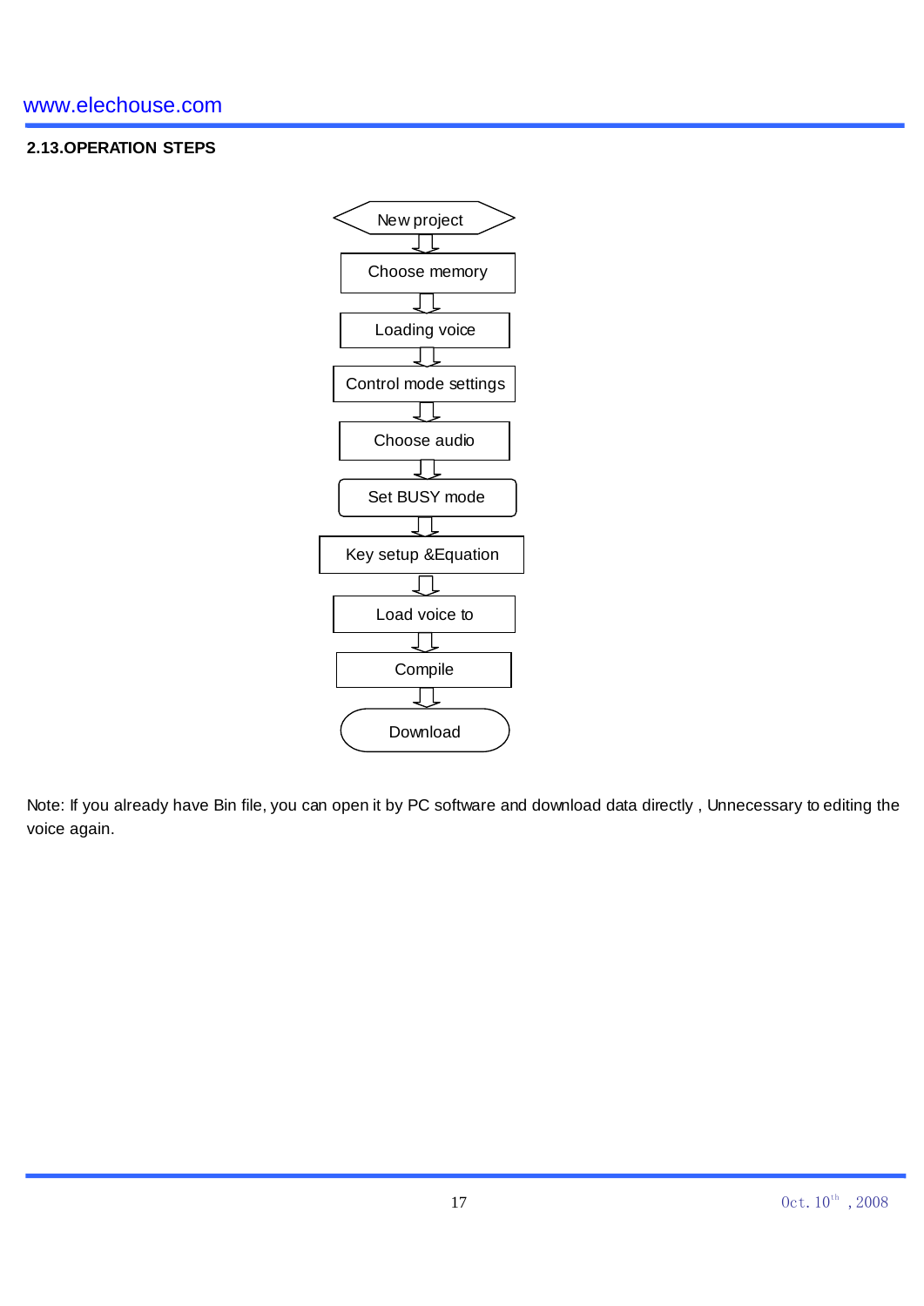## 2.13.OPERATION STEPS

New project

Choose memory

Loading voice

Control mode settings

Choose audio

Set BUSY mode

Key setup &Equation

Load voice to

Compile

Download

Note: If you already have Bin file, you can open it by PC software and download data directly , Unnecessary to editing the voice again.